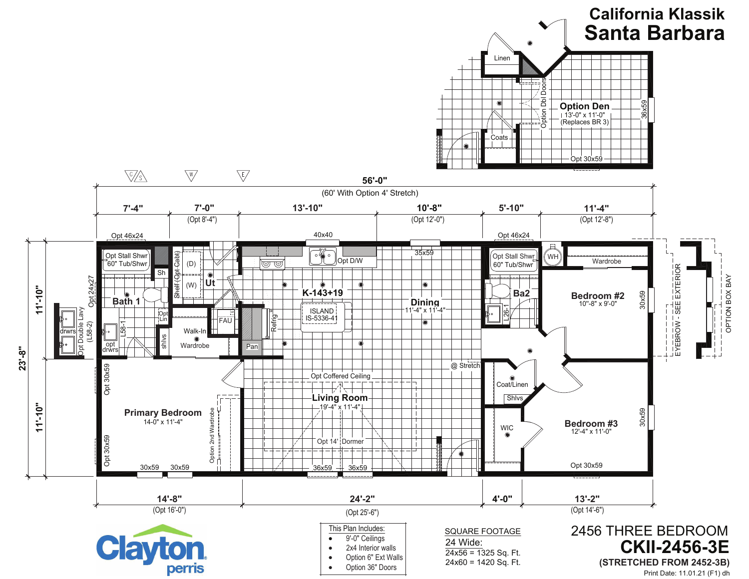# California Klassik
# Santa Barbara

**Option Den**
13'-0" x 11'-0"
(Replaces BR 3)

Linen
Coats
Option Dbl Doors
36x59
Opt 30x59

56'-0"
(60' With Option 4' Stretch)

7'-4" | 7'-0" (Opt 8'-4") | 13'-10" | 10'-8" (Opt 12'-0") | 5'-10" | 11'-4" (Opt 12'-8")

23'-8" | 11'-10" | 11'-10"

Opt 46x24
Opt Stall Shwr
60" Tub/Shwr
Sh
Bath 1
Opt 24x27
Opt Double Lavy (L58-2)
drwrs
opt drwrs
L58-1
Opt Lin
shlvs
Shelf (Opt Cabt)
(D)
(W)
Ut
Walk-In Wardrobe
FAU
Pan
Refrig
40x40
Opt D/W
K-143+19
ISLAND IS-5336-41
35x59
Dining
11'-4" x 11'-4"
@ Stretch
Opt Coffered Ceiling
Living Room
19'-4" x 11'-4"
Opt 14' Dormer
36x59
36x59

Primary Bedroom
14-0" x 11'-4"
Opt 30x59
Opt 30x59
30x59
30x59
Option 2nd Wardrobe

Opt 46x24
Opt Stall Shwr
60" Tub/Shwr
WH
Ba2
L26-1
Wardrobe
Bedroom #2
10"-8" x 9'-0"
30x59
Coat/Linen
Shlvs
WIC
Bedroom #3
12'-4" x 11'-0"
30x59
Opt 30x59

EYEBROW - SEE EXTERIOR
OPTION BOX BAY

14'-8" (Opt 16'-0") | 24'-2" (Opt 25'-6") | 4'-0" | 13'-2" (Opt 14'-6")

Clayton perris

This Plan Includes:
- 9'-0" Ceilings
- 2x4 Interior walls
- Option 6" Ext Walls
- Option 36" Doors

SQUARE FOOTAGE
24 Wide:
24x56 = 1325 Sq. Ft.
24x60 = 1420 Sq. Ft.

2456 THREE BEDROOM
**CKII-2456-3E**
**(STRETCHED FROM 2452-3B)**
Print Date: 11.01.21 (F1) dh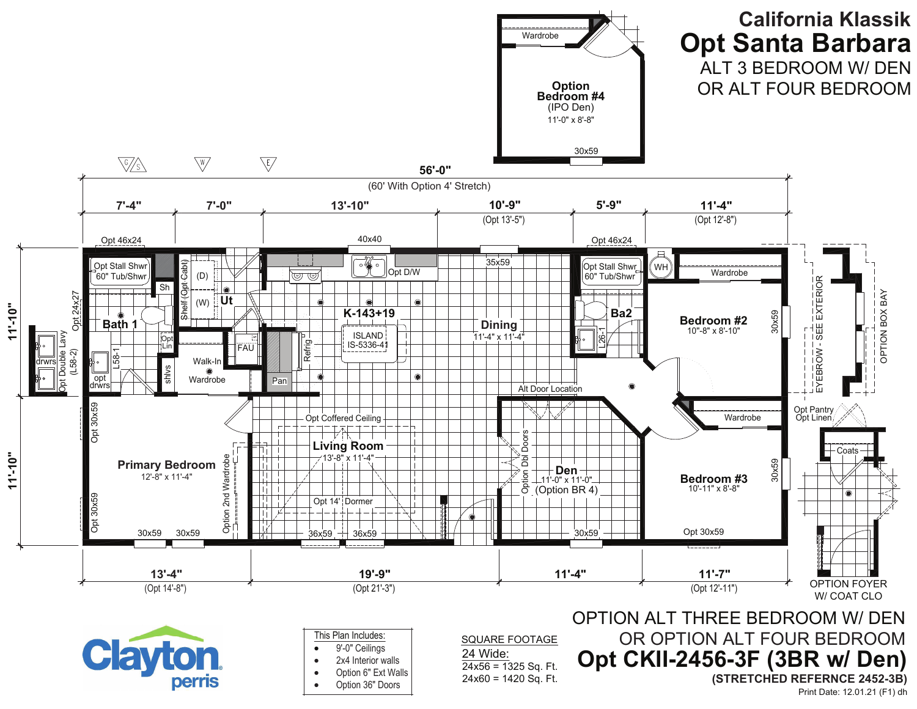# California Klassik
# Opt Santa Barbara
## ALT 3 BEDROOM W/ DEN OR ALT FOUR BEDROOM

Option Bedroom #4 (IPO Den) 11'-0" x 8'-8"
Wardrobe
30x59

56'-0"
(60' With Option 4' Stretch)

7'-4" | 7'-0" | 13'-10" | 10'-9" (Opt 13'-5") | 5'-9" | 11'-4" (Opt 12'-8")

11'-10"
11'-10"

Opt 46x24
Opt Stall Shwr 60" Tub/Shwr
Sh
Bath 1
Opt 24x27
Opt Double Lavy (L58-2)
drwrs
opt drwrs
L58-1
Opt Lin
Shelf (Opt Cabt)
(D)
(W)
Ut
shlvs
Walk-In Wardrobe
FAU
Pan
Refrig
40x40
Opt D/W
K-143+19
ISLAND IS-5336-41
35x59
Dining 11'-4" x 11'-4"
Opt 46x24
Opt Stall Shwr 60" Tub/Shwr
WH
Ba2
L26-1
Wardrobe
Bedroom #2 10"-8" x 8'-10"
30x59
EYEBROW - SEE EXTERIOR
OPTION BOX BAY
Alt Door Location
Opt Pantry
Opt Linen
Wardrobe
Coats
Opt 30x59
Opt 30x59
Primary Bedroom 12'-8" x 11'-4"
30x59
30x59
Option 2nd Wardrobe
Opt Coffered Ceiling
Living Room 13'-8" x 11'-4"
Opt 14' Dormer
36x59
36x59
Option Dbl Doors
Den 11'-0" x 11'-0" (Option BR 4)
30x59
Bedroom #3 10'-11" x 8'-8"
30x59
Opt 30x59

13'-4" (Opt 14'-8") | 19'-9" (Opt 21'-3") | 11'-4" | 11'-7" (Opt 12'-11")

OPTION FOYER W/ COAT CLO

Clayton perris

This Plan Includes:
- 9'-0" Ceilings
- 2x4 Interior walls
- Option 6" Ext Walls
- Option 36" Doors

SQUARE FOOTAGE
24 Wide:
24x56 = 1325 Sq. Ft.
24x60 = 1420 Sq. Ft.

OPTION ALT THREE BEDROOM W/ DEN OR OPTION ALT FOUR BEDROOM
**Opt CKII-2456-3F (3BR w/ Den)**
**(STRETCHED REFERNCE 2452-3B)**
Print Date: 12.01.21 (F1) dh